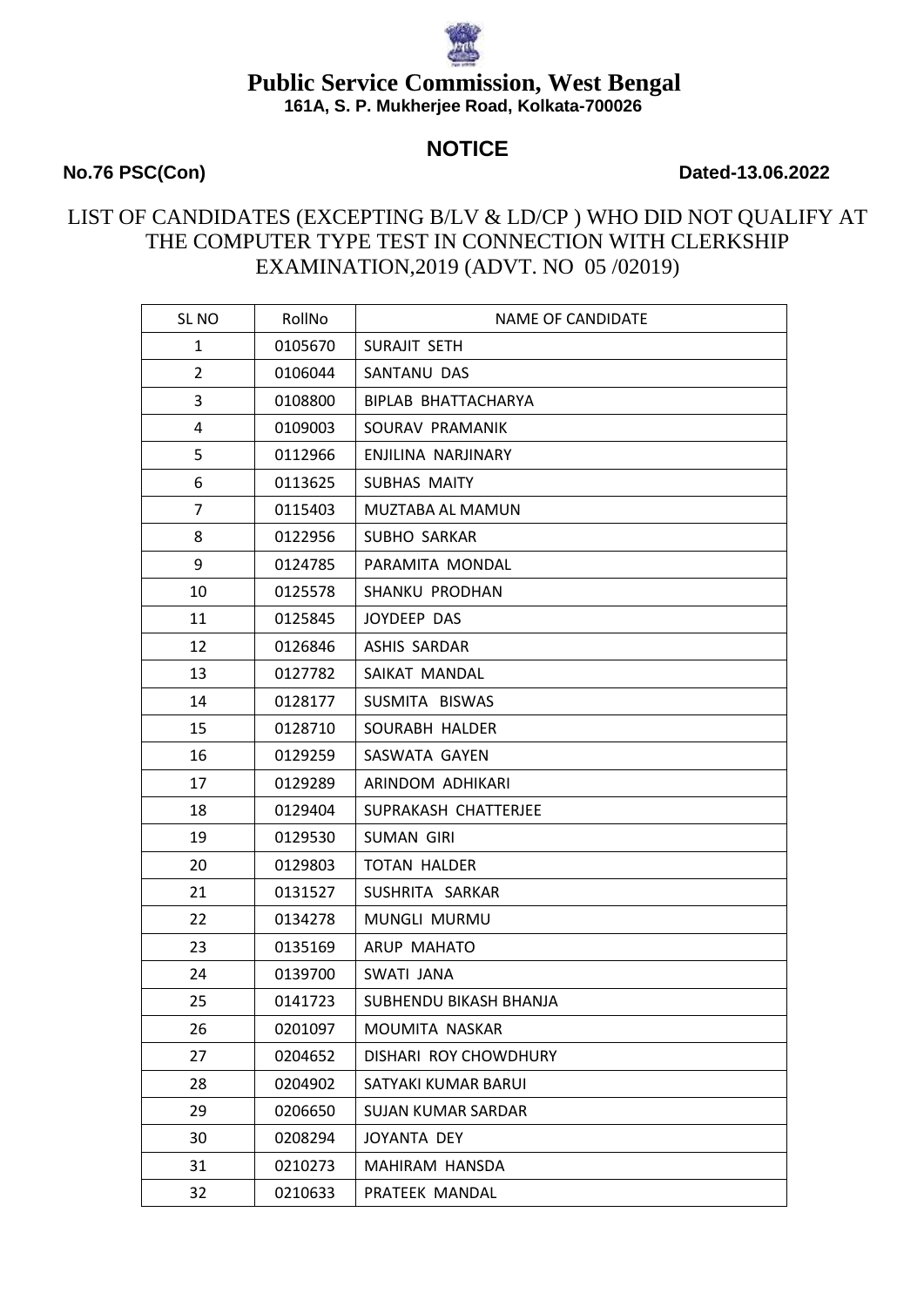# Public Service Commission, West Bengal

**161A, S. P. Mukherjee Road, Kolkata-700026**

## NOTICE

**No.76 PSC(Con)** **Dated-13.06.2022**

LIST OF CANDIDATES (EXCEPTING B/LV & LD/CP ) WHO DID NOT QUALIFY AT THE COMPUTER TYPE TEST IN CONNECTION WITH CLERKSHIP EXAMINATION,2019 (ADVT. NO 05 /02019)

| SL NO | RollNo | NAME OF CANDIDATE |
|---|---|---|
| 1 | 0105670 | SURAJIT SETH |
| 2 | 0106044 | SANTANU DAS |
| 3 | 0108800 | BIPLAB BHATTACHARYA |
| 4 | 0109003 | SOURAV PRAMANIK |
| 5 | 0112966 | ENJILINA NARJINARY |
| 6 | 0113625 | SUBHAS MAITY |
| 7 | 0115403 | MUZTABA AL MAMUN |
| 8 | 0122956 | SUBHO SARKAR |
| 9 | 0124785 | PARAMITA MONDAL |
| 10 | 0125578 | SHANKU PRODHAN |
| 11 | 0125845 | JOYDEEP DAS |
| 12 | 0126846 | ASHIS SARDAR |
| 13 | 0127782 | SAIKAT MANDAL |
| 14 | 0128177 | SUSMITA BISWAS |
| 15 | 0128710 | SOURABH HALDER |
| 16 | 0129259 | SASWATA GAYEN |
| 17 | 0129289 | ARINDOM ADHIKARI |
| 18 | 0129404 | SUPRAKASH CHATTERJEE |
| 19 | 0129530 | SUMAN GIRI |
| 20 | 0129803 | TOTAN HALDER |
| 21 | 0131527 | SUSHRITA SARKAR |
| 22 | 0134278 | MUNGLI MURMU |
| 23 | 0135169 | ARUP MAHATO |
| 24 | 0139700 | SWATI JANA |
| 25 | 0141723 | SUBHENDU BIKASH BHANJA |
| 26 | 0201097 | MOUMITA NASKAR |
| 27 | 0204652 | DISHARI ROY CHOWDHURY |
| 28 | 0204902 | SATYAKI KUMAR BARUI |
| 29 | 0206650 | SUJAN KUMAR SARDAR |
| 30 | 0208294 | JOYANTA DEY |
| 31 | 0210273 | MAHIRAM HANSDA |
| 32 | 0210633 | PRATEEK MANDAL |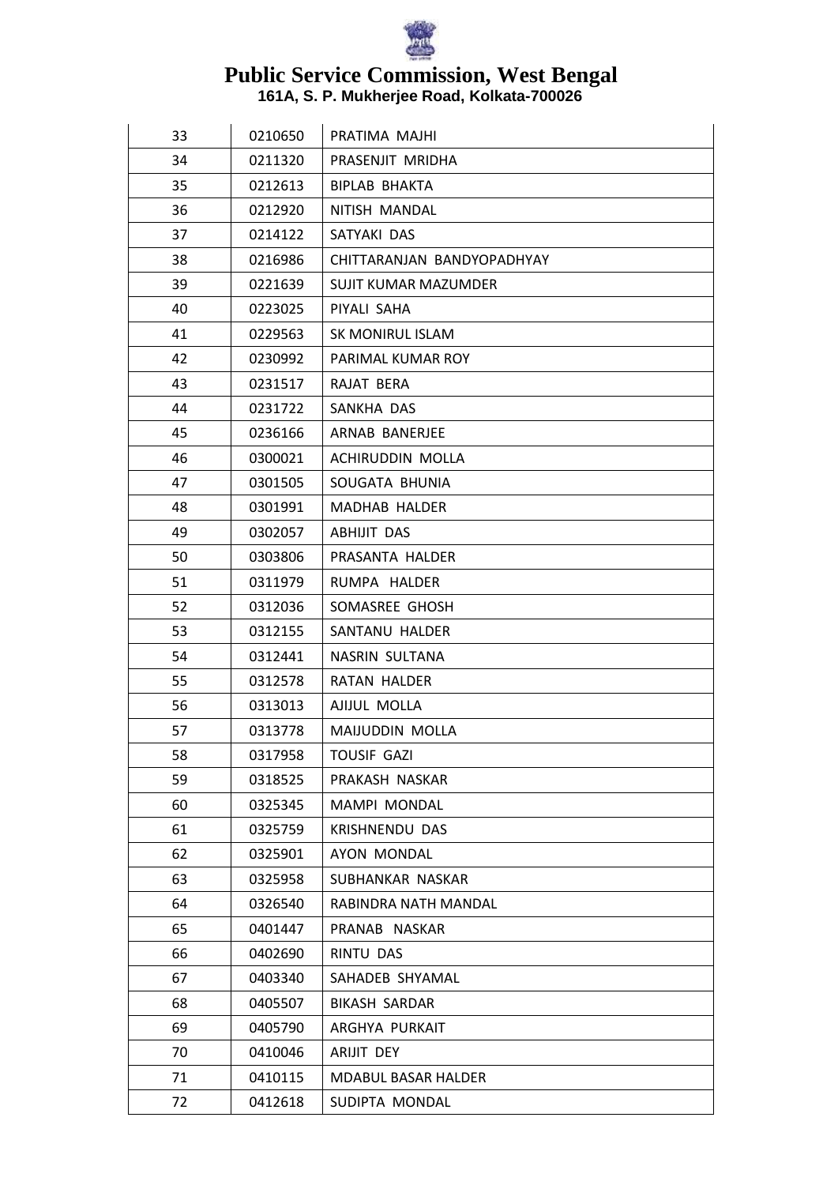# Public Service Commission, West Bengal

**161A, S. P. Mukherjee Road, Kolkata-700026**

| | | |
|---|---|---|
| 33 | 0210650 | PRATIMA MAJHI |
| 34 | 0211320 | PRASENJIT MRIDHA |
| 35 | 0212613 | BIPLAB BHAKTA |
| 36 | 0212920 | NITISH MANDAL |
| 37 | 0214122 | SATYAKI DAS |
| 38 | 0216986 | CHITTARANJAN BANDYOPADHYAY |
| 39 | 0221639 | SUJIT KUMAR MAZUMDER |
| 40 | 0223025 | PIYALI SAHA |
| 41 | 0229563 | SK MONIRUL ISLAM |
| 42 | 0230992 | PARIMAL KUMAR ROY |
| 43 | 0231517 | RAJAT BERA |
| 44 | 0231722 | SANKHA DAS |
| 45 | 0236166 | ARNAB BANERJEE |
| 46 | 0300021 | ACHIRUDDIN MOLLA |
| 47 | 0301505 | SOUGATA BHUNIA |
| 48 | 0301991 | MADHAB HALDER |
| 49 | 0302057 | ABHIJIT DAS |
| 50 | 0303806 | PRASANTA HALDER |
| 51 | 0311979 | RUMPA HALDER |
| 52 | 0312036 | SOMASREE GHOSH |
| 53 | 0312155 | SANTANU HALDER |
| 54 | 0312441 | NASRIN SULTANA |
| 55 | 0312578 | RATAN HALDER |
| 56 | 0313013 | AJIJUL MOLLA |
| 57 | 0313778 | MAIJUDDIN MOLLA |
| 58 | 0317958 | TOUSIF GAZI |
| 59 | 0318525 | PRAKASH NASKAR |
| 60 | 0325345 | MAMPI MONDAL |
| 61 | 0325759 | KRISHNENDU DAS |
| 62 | 0325901 | AYON MONDAL |
| 63 | 0325958 | SUBHANKAR NASKAR |
| 64 | 0326540 | RABINDRA NATH MANDAL |
| 65 | 0401447 | PRANAB NASKAR |
| 66 | 0402690 | RINTU DAS |
| 67 | 0403340 | SAHADEB SHYAMAL |
| 68 | 0405507 | BIKASH SARDAR |
| 69 | 0405790 | ARGHYA PURKAIT |
| 70 | 0410046 | ARIJIT DEY |
| 71 | 0410115 | MDABUL BASAR HALDER |
| 72 | 0412618 | SUDIPTA MONDAL |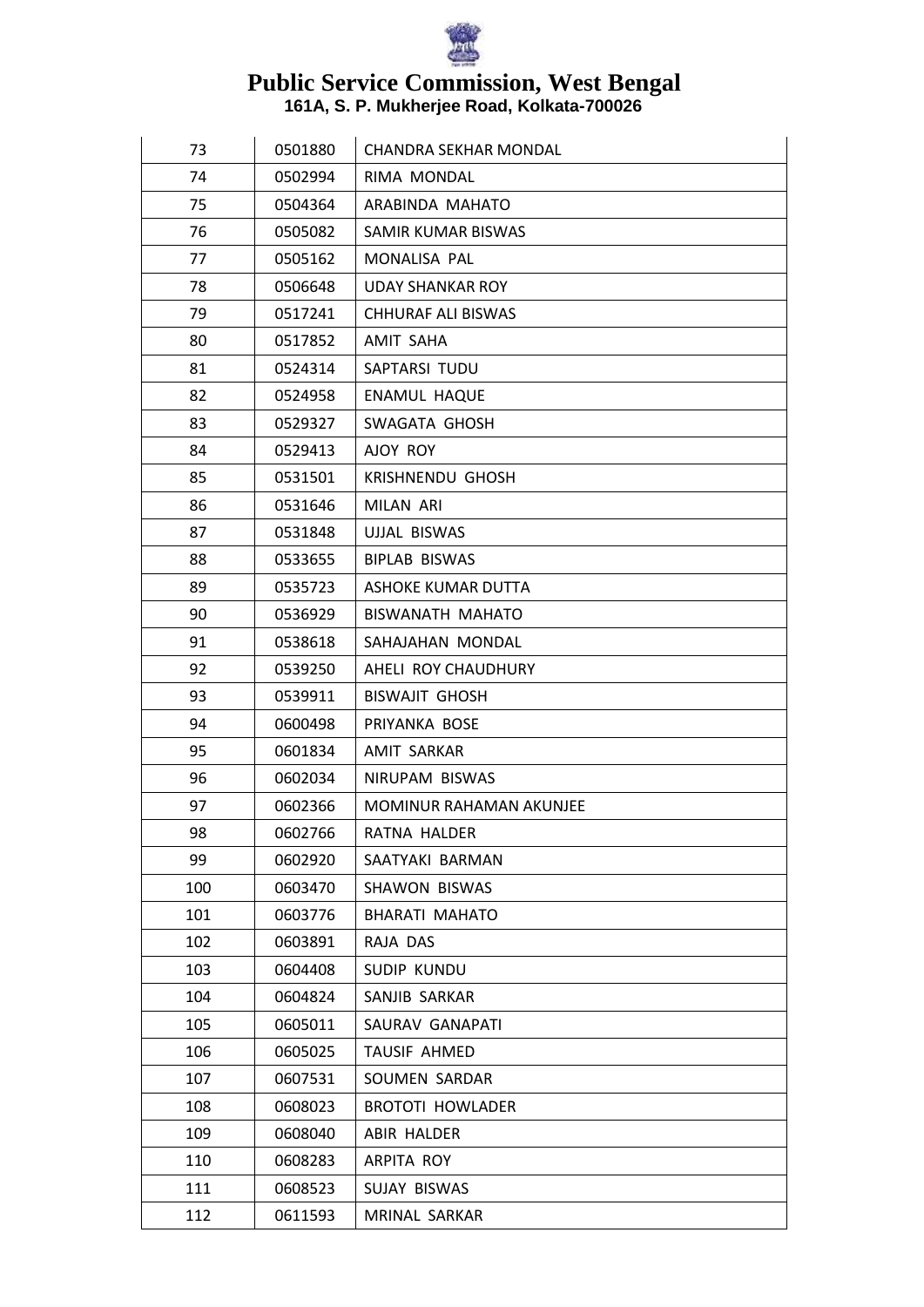# Public Service Commission, West Bengal

**161A, S. P. Mukherjee Road, Kolkata-700026**

| | | |
|---|---|---|
| 73 | 0501880 | CHANDRA SEKHAR MONDAL |
| 74 | 0502994 | RIMA MONDAL |
| 75 | 0504364 | ARABINDA MAHATO |
| 76 | 0505082 | SAMIR KUMAR BISWAS |
| 77 | 0505162 | MONALISA PAL |
| 78 | 0506648 | UDAY SHANKAR ROY |
| 79 | 0517241 | CHHURAF ALI BISWAS |
| 80 | 0517852 | AMIT SAHA |
| 81 | 0524314 | SAPTARSI TUDU |
| 82 | 0524958 | ENAMUL HAQUE |
| 83 | 0529327 | SWAGATA GHOSH |
| 84 | 0529413 | AJOY ROY |
| 85 | 0531501 | KRISHNENDU GHOSH |
| 86 | 0531646 | MILAN ARI |
| 87 | 0531848 | UJJAL BISWAS |
| 88 | 0533655 | BIPLAB BISWAS |
| 89 | 0535723 | ASHOKE KUMAR DUTTA |
| 90 | 0536929 | BISWANATH MAHATO |
| 91 | 0538618 | SAHAJAHAN MONDAL |
| 92 | 0539250 | AHELI ROY CHAUDHURY |
| 93 | 0539911 | BISWAJIT GHOSH |
| 94 | 0600498 | PRIYANKA BOSE |
| 95 | 0601834 | AMIT SARKAR |
| 96 | 0602034 | NIRUPAM BISWAS |
| 97 | 0602366 | MOMINUR RAHAMAN AKUNJEE |
| 98 | 0602766 | RATNA HALDER |
| 99 | 0602920 | SAATYAKI BARMAN |
| 100 | 0603470 | SHAWON BISWAS |
| 101 | 0603776 | BHARATI MAHATO |
| 102 | 0603891 | RAJA DAS |
| 103 | 0604408 | SUDIP KUNDU |
| 104 | 0604824 | SANJIB SARKAR |
| 105 | 0605011 | SAURAV GANAPATI |
| 106 | 0605025 | TAUSIF AHMED |
| 107 | 0607531 | SOUMEN SARDAR |
| 108 | 0608023 | BROTOTI HOWLADER |
| 109 | 0608040 | ABIR HALDER |
| 110 | 0608283 | ARPITA ROY |
| 111 | 0608523 | SUJAY BISWAS |
| 112 | 0611593 | MRINAL SARKAR |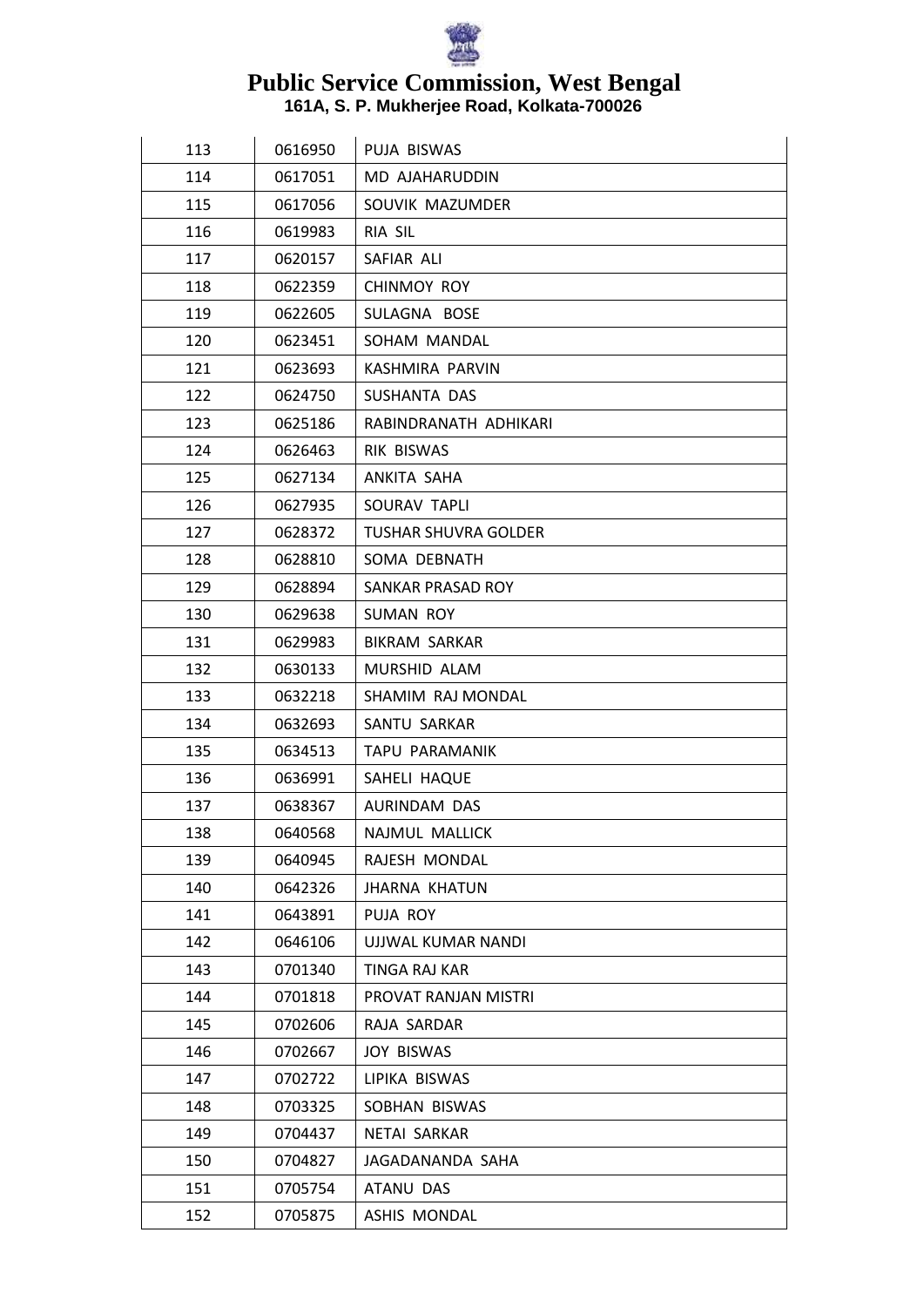# Public Service Commission, West Bengal

**161A, S. P. Mukherjee Road, Kolkata-700026**

| | | |
|---|---|---|
| 113 | 0616950 | PUJA BISWAS |
| 114 | 0617051 | MD AJAHARUDDIN |
| 115 | 0617056 | SOUVIK MAZUMDER |
| 116 | 0619983 | RIA SIL |
| 117 | 0620157 | SAFIAR ALI |
| 118 | 0622359 | CHINMOY ROY |
| 119 | 0622605 | SULAGNA BOSE |
| 120 | 0623451 | SOHAM MANDAL |
| 121 | 0623693 | KASHMIRA PARVIN |
| 122 | 0624750 | SUSHANTA DAS |
| 123 | 0625186 | RABINDRANATH ADHIKARI |
| 124 | 0626463 | RIK BISWAS |
| 125 | 0627134 | ANKITA SAHA |
| 126 | 0627935 | SOURAV TAPLI |
| 127 | 0628372 | TUSHAR SHUVRA GOLDER |
| 128 | 0628810 | SOMA DEBNATH |
| 129 | 0628894 | SANKAR PRASAD ROY |
| 130 | 0629638 | SUMAN ROY |
| 131 | 0629983 | BIKRAM SARKAR |
| 132 | 0630133 | MURSHID ALAM |
| 133 | 0632218 | SHAMIM RAJ MONDAL |
| 134 | 0632693 | SANTU SARKAR |
| 135 | 0634513 | TAPU PARAMANIK |
| 136 | 0636991 | SAHELI HAQUE |
| 137 | 0638367 | AURINDAM DAS |
| 138 | 0640568 | NAJMUL MALLICK |
| 139 | 0640945 | RAJESH MONDAL |
| 140 | 0642326 | JHARNA KHATUN |
| 141 | 0643891 | PUJA ROY |
| 142 | 0646106 | UJJWAL KUMAR NANDI |
| 143 | 0701340 | TINGA RAJ KAR |
| 144 | 0701818 | PROVAT RANJAN MISTRI |
| 145 | 0702606 | RAJA SARDAR |
| 146 | 0702667 | JOY BISWAS |
| 147 | 0702722 | LIPIKA BISWAS |
| 148 | 0703325 | SOBHAN BISWAS |
| 149 | 0704437 | NETAI SARKAR |
| 150 | 0704827 | JAGADANANDA SAHA |
| 151 | 0705754 | ATANU DAS |
| 152 | 0705875 | ASHIS MONDAL |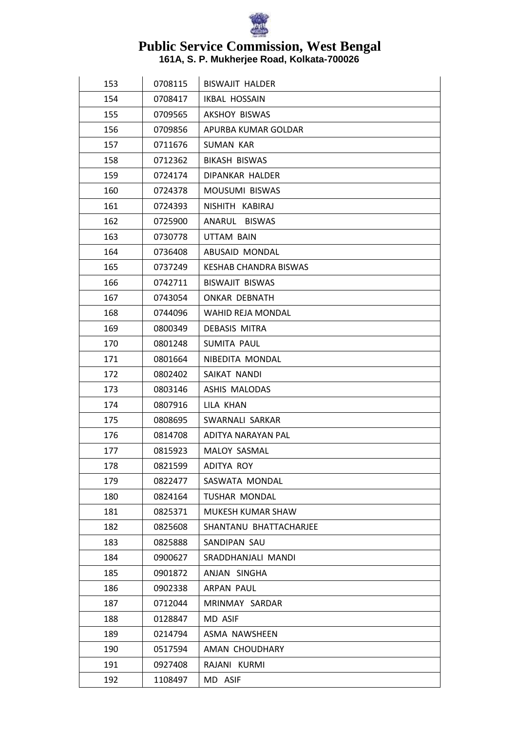# Public Service Commission, West Bengal

**161A, S. P. Mukherjee Road, Kolkata-700026**

| | | |
|---|---|---|
| 153 | 0708115 | BISWAJIT HALDER |
| 154 | 0708417 | IKBAL HOSSAIN |
| 155 | 0709565 | AKSHOY BISWAS |
| 156 | 0709856 | APURBA KUMAR GOLDAR |
| 157 | 0711676 | SUMAN KAR |
| 158 | 0712362 | BIKASH BISWAS |
| 159 | 0724174 | DIPANKAR HALDER |
| 160 | 0724378 | MOUSUMI BISWAS |
| 161 | 0724393 | NISHITH KABIRAJ |
| 162 | 0725900 | ANARUL BISWAS |
| 163 | 0730778 | UTTAM BAIN |
| 164 | 0736408 | ABUSAID MONDAL |
| 165 | 0737249 | KESHAB CHANDRA BISWAS |
| 166 | 0742711 | BISWAJIT BISWAS |
| 167 | 0743054 | ONKAR DEBNATH |
| 168 | 0744096 | WAHID REJA MONDAL |
| 169 | 0800349 | DEBASIS MITRA |
| 170 | 0801248 | SUMITA PAUL |
| 171 | 0801664 | NIBEDITA MONDAL |
| 172 | 0802402 | SAIKAT NANDI |
| 173 | 0803146 | ASHIS MALODAS |
| 174 | 0807916 | LILA KHAN |
| 175 | 0808695 | SWARNALI SARKAR |
| 176 | 0814708 | ADITYA NARAYAN PAL |
| 177 | 0815923 | MALOY SASMAL |
| 178 | 0821599 | ADITYA ROY |
| 179 | 0822477 | SASWATA MONDAL |
| 180 | 0824164 | TUSHAR MONDAL |
| 181 | 0825371 | MUKESH KUMAR SHAW |
| 182 | 0825608 | SHANTANU BHATTACHARJEE |
| 183 | 0825888 | SANDIPAN SAU |
| 184 | 0900627 | SRADDHANJALI MANDI |
| 185 | 0901872 | ANJAN SINGHA |
| 186 | 0902338 | ARPAN PAUL |
| 187 | 0712044 | MRINMAY SARDAR |
| 188 | 0128847 | MD ASIF |
| 189 | 0214794 | ASMA NAWSHEEN |
| 190 | 0517594 | AMAN CHOUDHARY |
| 191 | 0927408 | RAJANI KURMI |
| 192 | 1108497 | MD ASIF |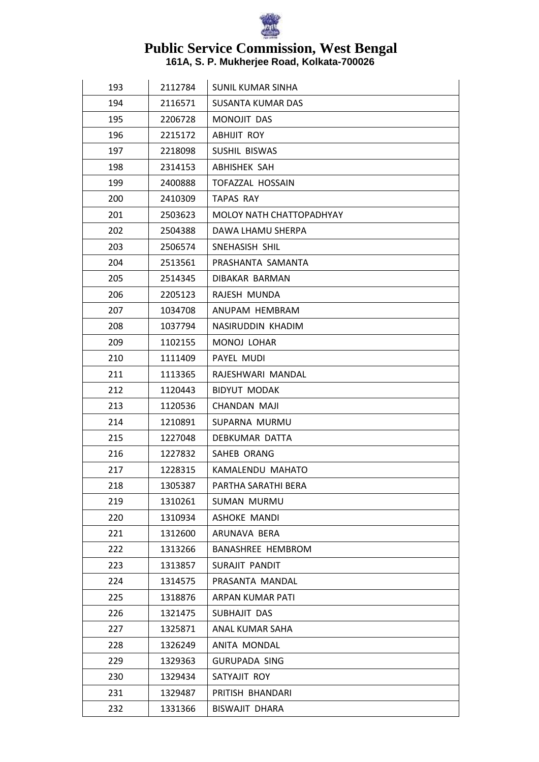# Public Service Commission, West Bengal

**161A, S. P. Mukherjee Road, Kolkata-700026**

| | | |
|---|---|---|
| 193 | 2112784 | SUNIL KUMAR SINHA |
| 194 | 2116571 | SUSANTA KUMAR DAS |
| 195 | 2206728 | MONOJIT DAS |
| 196 | 2215172 | ABHIJIT ROY |
| 197 | 2218098 | SUSHIL BISWAS |
| 198 | 2314153 | ABHISHEK SAH |
| 199 | 2400888 | TOFAZZAL HOSSAIN |
| 200 | 2410309 | TAPAS RAY |
| 201 | 2503623 | MOLOY NATH CHATTOPADHYAY |
| 202 | 2504388 | DAWA LHAMU SHERPA |
| 203 | 2506574 | SNEHASISH SHIL |
| 204 | 2513561 | PRASHANTA SAMANTA |
| 205 | 2514345 | DIBAKAR BARMAN |
| 206 | 2205123 | RAJESH MUNDA |
| 207 | 1034708 | ANUPAM HEMBRAM |
| 208 | 1037794 | NASIRUDDIN KHADIM |
| 209 | 1102155 | MONOJ LOHAR |
| 210 | 1111409 | PAYEL MUDI |
| 211 | 1113365 | RAJESHWARI MANDAL |
| 212 | 1120443 | BIDYUT MODAK |
| 213 | 1120536 | CHANDAN MAJI |
| 214 | 1210891 | SUPARNA MURMU |
| 215 | 1227048 | DEBKUMAR DATTA |
| 216 | 1227832 | SAHEB ORANG |
| 217 | 1228315 | KAMALENDU MAHATO |
| 218 | 1305387 | PARTHA SARATHI BERA |
| 219 | 1310261 | SUMAN MURMU |
| 220 | 1310934 | ASHOKE MANDI |
| 221 | 1312600 | ARUNAVA BERA |
| 222 | 1313266 | BANASHREE HEMBROM |
| 223 | 1313857 | SURAJIT PANDIT |
| 224 | 1314575 | PRASANTA MANDAL |
| 225 | 1318876 | ARPAN KUMAR PATI |
| 226 | 1321475 | SUBHAJIT DAS |
| 227 | 1325871 | ANAL KUMAR SAHA |
| 228 | 1326249 | ANITA MONDAL |
| 229 | 1329363 | GURUPADA SING |
| 230 | 1329434 | SATYAJIT ROY |
| 231 | 1329487 | PRITISH BHANDARI |
| 232 | 1331366 | BISWAJIT DHARA |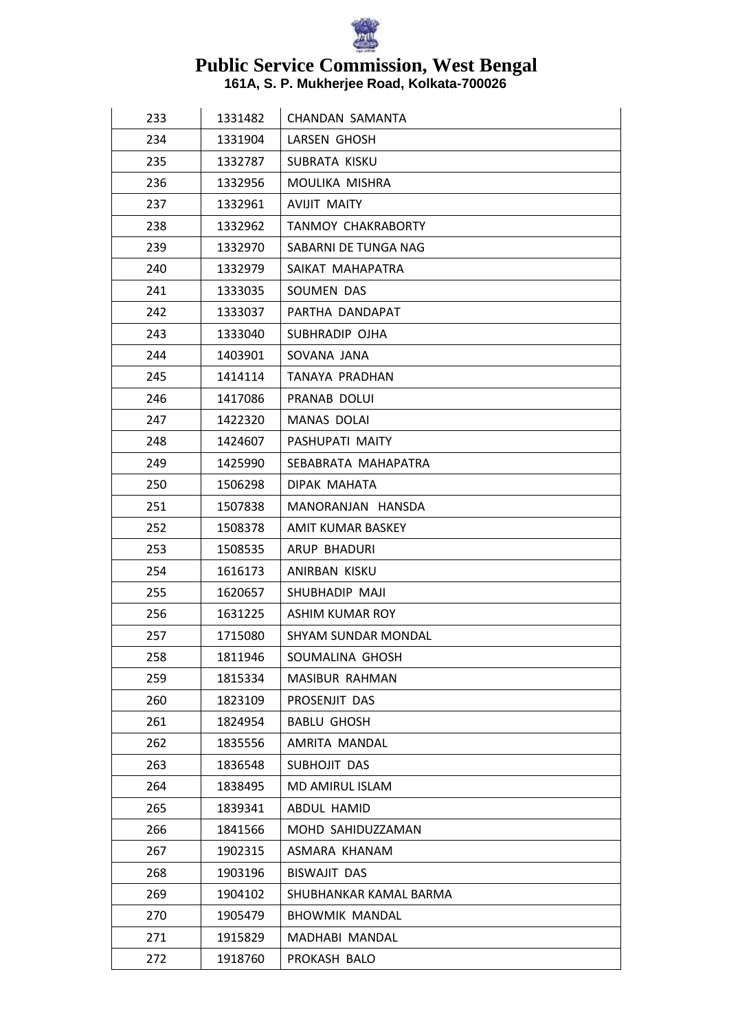# Public Service Commission, West Bengal

**161A, S. P. Mukherjee Road, Kolkata-700026**

| | | |
|---|---|---|
| 233 | 1331482 | CHANDAN SAMANTA |
| 234 | 1331904 | LARSEN GHOSH |
| 235 | 1332787 | SUBRATA KISKU |
| 236 | 1332956 | MOULIKA MISHRA |
| 237 | 1332961 | AVIJIT MAITY |
| 238 | 1332962 | TANMOY CHAKRABORTY |
| 239 | 1332970 | SABARNI DE TUNGA NAG |
| 240 | 1332979 | SAIKAT MAHAPATRA |
| 241 | 1333035 | SOUMEN DAS |
| 242 | 1333037 | PARTHA DANDAPAT |
| 243 | 1333040 | SUBHRADIP OJHA |
| 244 | 1403901 | SOVANA JANA |
| 245 | 1414114 | TANAYA PRADHAN |
| 246 | 1417086 | PRANAB DOLUI |
| 247 | 1422320 | MANAS DOLAI |
| 248 | 1424607 | PASHUPATI MAITY |
| 249 | 1425990 | SEBABRATA MAHAPATRA |
| 250 | 1506298 | DIPAK MAHATA |
| 251 | 1507838 | MANORANJAN HANSDA |
| 252 | 1508378 | AMIT KUMAR BASKEY |
| 253 | 1508535 | ARUP BHADURI |
| 254 | 1616173 | ANIRBAN KISKU |
| 255 | 1620657 | SHUBHADIP MAJI |
| 256 | 1631225 | ASHIM KUMAR ROY |
| 257 | 1715080 | SHYAM SUNDAR MONDAL |
| 258 | 1811946 | SOUMALINA GHOSH |
| 259 | 1815334 | MASIBUR RAHMAN |
| 260 | 1823109 | PROSENJIT DAS |
| 261 | 1824954 | BABLU GHOSH |
| 262 | 1835556 | AMRITA MANDAL |
| 263 | 1836548 | SUBHOJIT DAS |
| 264 | 1838495 | MD AMIRUL ISLAM |
| 265 | 1839341 | ABDUL HAMID |
| 266 | 1841566 | MOHD SAHIDUZZAMAN |
| 267 | 1902315 | ASMARA KHANAM |
| 268 | 1903196 | BISWAJIT DAS |
| 269 | 1904102 | SHUBHANKAR KAMAL BARMA |
| 270 | 1905479 | BHOWMIK MANDAL |
| 271 | 1915829 | MADHABI MANDAL |
| 272 | 1918760 | PROKASH BALO |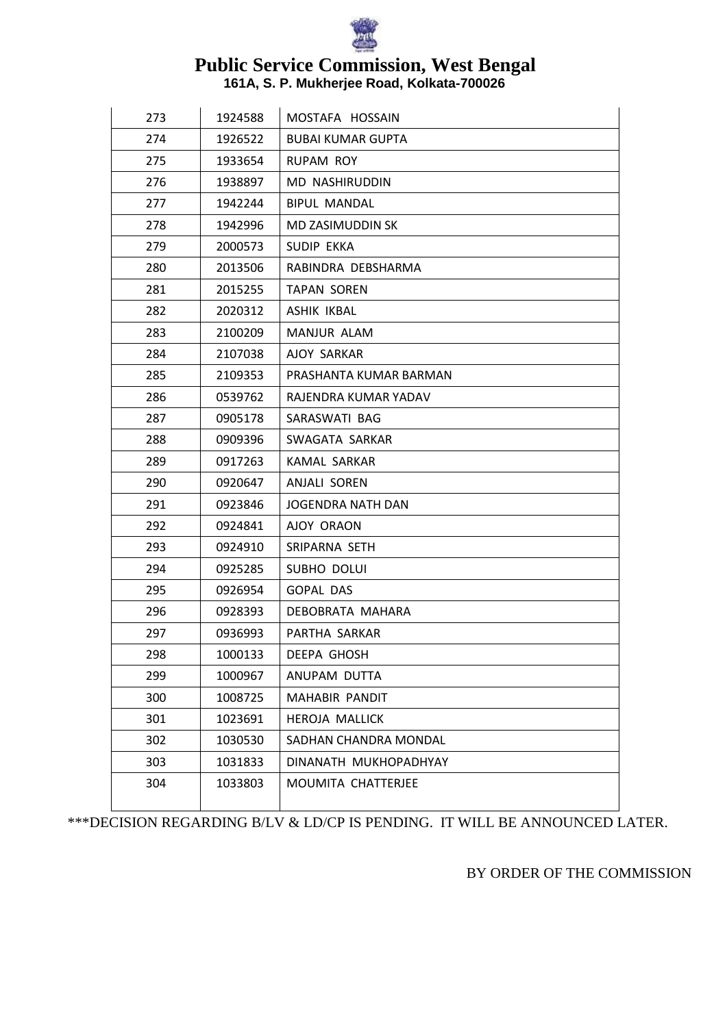# Public Service Commission, West Bengal

**161A, S. P. Mukherjee Road, Kolkata-700026**

| | | |
|---|---|---|
| 273 | 1924588 | MOSTAFA HOSSAIN |
| 274 | 1926522 | BUBAI KUMAR GUPTA |
| 275 | 1933654 | RUPAM ROY |
| 276 | 1938897 | MD NASHIRUDDIN |
| 277 | 1942244 | BIPUL MANDAL |
| 278 | 1942996 | MD ZASIMUDDIN SK |
| 279 | 2000573 | SUDIP EKKA |
| 280 | 2013506 | RABINDRA DEBSHARMA |
| 281 | 2015255 | TAPAN SOREN |
| 282 | 2020312 | ASHIK IKBAL |
| 283 | 2100209 | MANJUR ALAM |
| 284 | 2107038 | AJOY SARKAR |
| 285 | 2109353 | PRASHANTA KUMAR BARMAN |
| 286 | 0539762 | RAJENDRA KUMAR YADAV |
| 287 | 0905178 | SARASWATI BAG |
| 288 | 0909396 | SWAGATA SARKAR |
| 289 | 0917263 | KAMAL SARKAR |
| 290 | 0920647 | ANJALI SOREN |
| 291 | 0923846 | JOGENDRA NATH DAN |
| 292 | 0924841 | AJOY ORAON |
| 293 | 0924910 | SRIPARNA SETH |
| 294 | 0925285 | SUBHO DOLUI |
| 295 | 0926954 | GOPAL DAS |
| 296 | 0928393 | DEBOBRATA MAHARA |
| 297 | 0936993 | PARTHA SARKAR |
| 298 | 1000133 | DEEPA GHOSH |
| 299 | 1000967 | ANUPAM DUTTA |
| 300 | 1008725 | MAHABIR PANDIT |
| 301 | 1023691 | HEROJA MALLICK |
| 302 | 1030530 | SADHAN CHANDRA MONDAL |
| 303 | 1031833 | DINANATH MUKHOPADHYAY |
| 304 | 1033803 | MOUMITA CHATTERJEE |

***DECISION REGARDING B/LV & LD/CP IS PENDING. IT WILL BE ANNOUNCED LATER.

BY ORDER OF THE COMMISSION